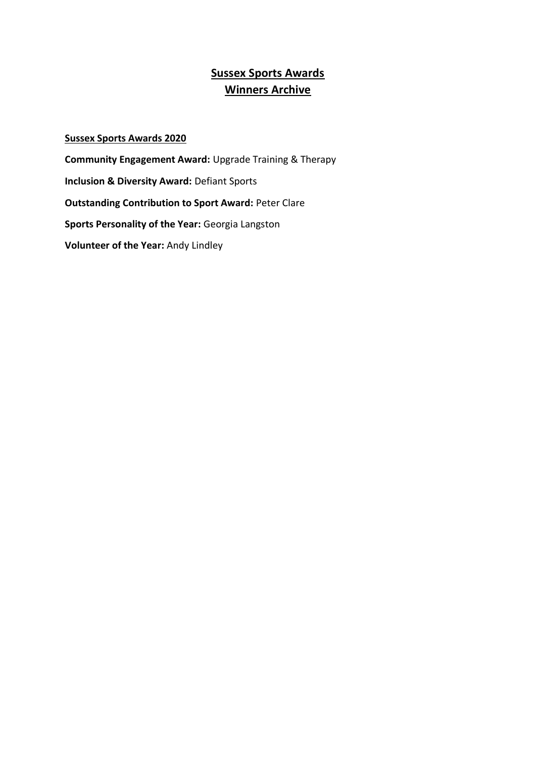# Sussex Sports Awards
# Winners Archive

## Sussex Sports Awards 2020

**Community Engagement Award:** Upgrade Training & Therapy

**Inclusion & Diversity Award:** Defiant Sports

**Outstanding Contribution to Sport Award:** Peter Clare

**Sports Personality of the Year:** Georgia Langston

**Volunteer of the Year:** Andy Lindley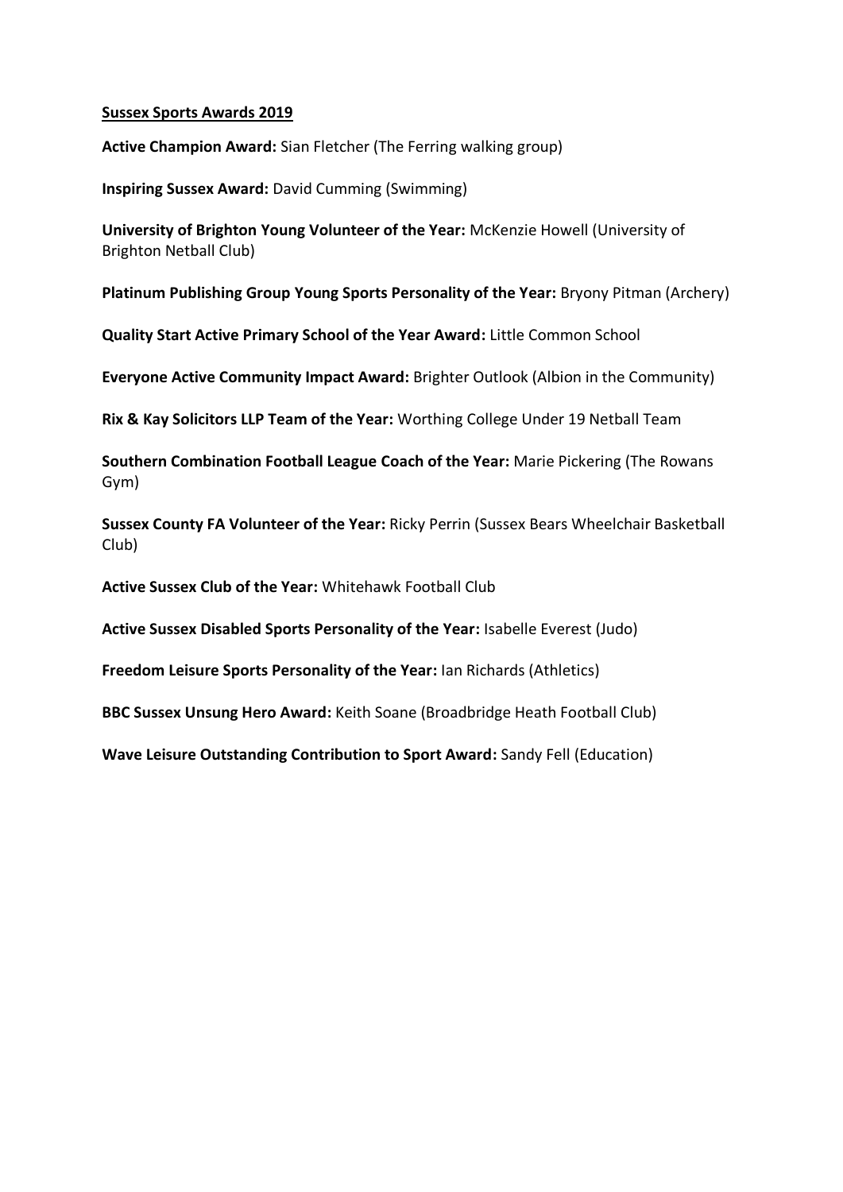## Sussex Sports Awards 2019

**Active Champion Award:** Sian Fletcher (The Ferring walking group)

**Inspiring Sussex Award:** David Cumming (Swimming)

**University of Brighton Young Volunteer of the Year:** McKenzie Howell (University of Brighton Netball Club)

**Platinum Publishing Group Young Sports Personality of the Year:** Bryony Pitman (Archery)

**Quality Start Active Primary School of the Year Award:** Little Common School

**Everyone Active Community Impact Award:** Brighter Outlook (Albion in the Community)

**Rix & Kay Solicitors LLP Team of the Year:** Worthing College Under 19 Netball Team

**Southern Combination Football League Coach of the Year:** Marie Pickering (The Rowans Gym)

**Sussex County FA Volunteer of the Year:** Ricky Perrin (Sussex Bears Wheelchair Basketball Club)

**Active Sussex Club of the Year:** Whitehawk Football Club

**Active Sussex Disabled Sports Personality of the Year:** Isabelle Everest (Judo)

**Freedom Leisure Sports Personality of the Year:** Ian Richards (Athletics)

**BBC Sussex Unsung Hero Award:** Keith Soane (Broadbridge Heath Football Club)

**Wave Leisure Outstanding Contribution to Sport Award:** Sandy Fell (Education)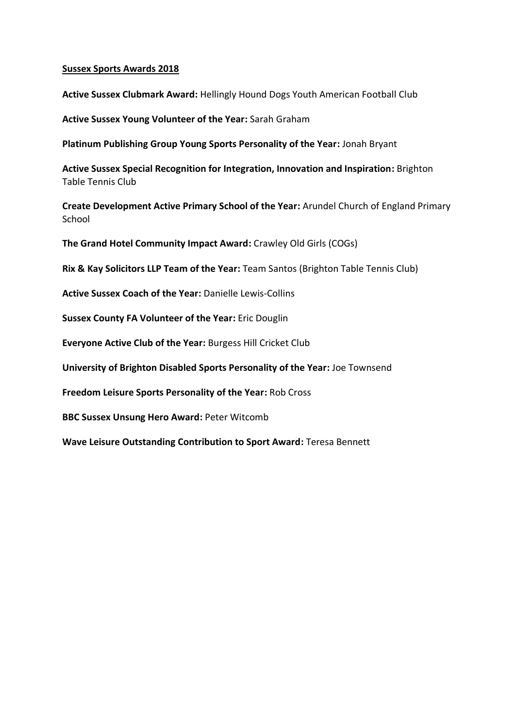**Sussex Sports Awards 2018**

**Active Sussex Clubmark Award:** Hellingly Hound Dogs Youth American Football Club

**Active Sussex Young Volunteer of the Year:** Sarah Graham

**Platinum Publishing Group Young Sports Personality of the Year:** Jonah Bryant

**Active Sussex Special Recognition for Integration, Innovation and Inspiration:** Brighton Table Tennis Club

**Create Development Active Primary School of the Year:** Arundel Church of England Primary School

**The Grand Hotel Community Impact Award:** Crawley Old Girls (COGs)

**Rix & Kay Solicitors LLP Team of the Year:** Team Santos (Brighton Table Tennis Club)

**Active Sussex Coach of the Year:** Danielle Lewis-Collins

**Sussex County FA Volunteer of the Year:** Eric Douglin

**Everyone Active Club of the Year:** Burgess Hill Cricket Club

**University of Brighton Disabled Sports Personality of the Year:** Joe Townsend

**Freedom Leisure Sports Personality of the Year:** Rob Cross

**BBC Sussex Unsung Hero Award:** Peter Witcomb

**Wave Leisure Outstanding Contribution to Sport Award:** Teresa Bennett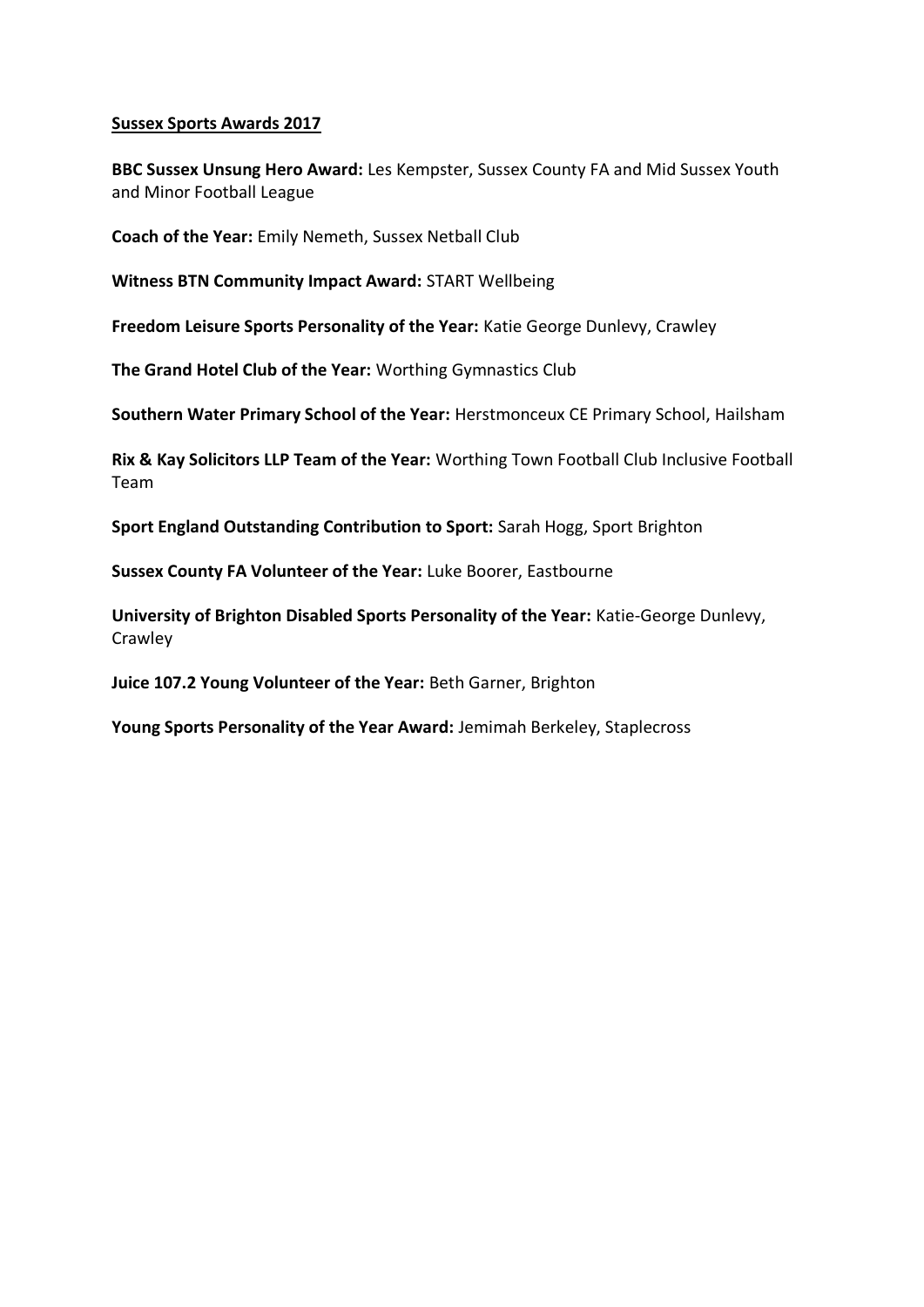**<u>Sussex Sports Awards 2017</u>**

**BBC Sussex Unsung Hero Award:** Les Kempster, Sussex County FA and Mid Sussex Youth and Minor Football League

**Coach of the Year:** Emily Nemeth, Sussex Netball Club

**Witness BTN Community Impact Award:** START Wellbeing

**Freedom Leisure Sports Personality of the Year:** Katie George Dunlevy, Crawley

**The Grand Hotel Club of the Year:** Worthing Gymnastics Club

**Southern Water Primary School of the Year:** Herstmonceux CE Primary School, Hailsham

**Rix & Kay Solicitors LLP Team of the Year:** Worthing Town Football Club Inclusive Football Team

**Sport England Outstanding Contribution to Sport:** Sarah Hogg, Sport Brighton

**Sussex County FA Volunteer of the Year:** Luke Boorer, Eastbourne

**University of Brighton Disabled Sports Personality of the Year:** Katie-George Dunlevy, Crawley

**Juice 107.2 Young Volunteer of the Year:** Beth Garner, Brighton

**Young Sports Personality of the Year Award:** Jemimah Berkeley, Staplecross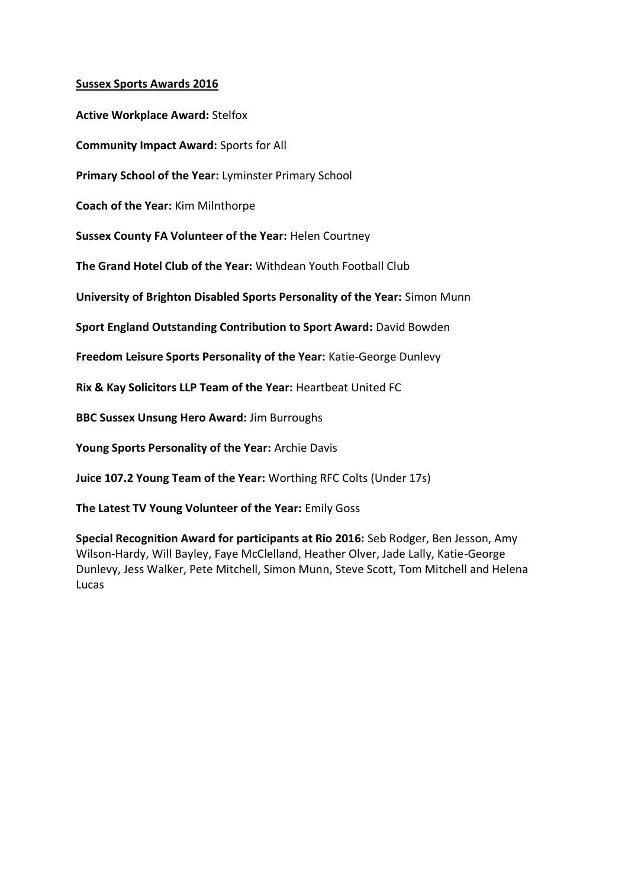## Sussex Sports Awards 2016

**Active Workplace Award:** Stelfox

**Community Impact Award:** Sports for All

**Primary School of the Year:** Lyminster Primary School

**Coach of the Year:** Kim Milnthorpe

**Sussex County FA Volunteer of the Year:** Helen Courtney

**The Grand Hotel Club of the Year:** Withdean Youth Football Club

**University of Brighton Disabled Sports Personality of the Year:** Simon Munn

**Sport England Outstanding Contribution to Sport Award:** David Bowden

**Freedom Leisure Sports Personality of the Year:** Katie-George Dunlevy

**Rix & Kay Solicitors LLP Team of the Year:** Heartbeat United FC

**BBC Sussex Unsung Hero Award:** Jim Burroughs

**Young Sports Personality of the Year:** Archie Davis

**Juice 107.2 Young Team of the Year:** Worthing RFC Colts (Under 17s)

**The Latest TV Young Volunteer of the Year:** Emily Goss

**Special Recognition Award for participants at Rio 2016:** Seb Rodger, Ben Jesson, Amy Wilson-Hardy, Will Bayley, Faye McClelland, Heather Olver, Jade Lally, Katie-George Dunlevy, Jess Walker, Pete Mitchell, Simon Munn, Steve Scott, Tom Mitchell and Helena Lucas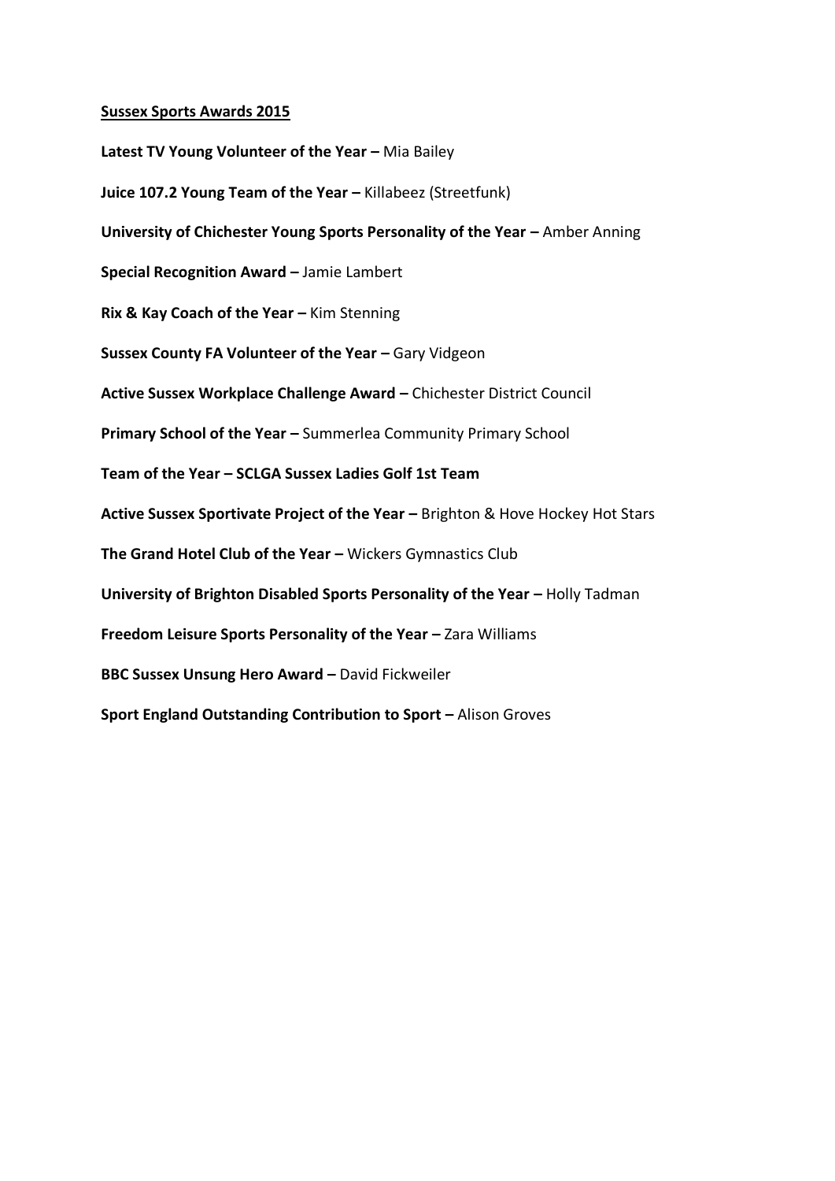**Sussex Sports Awards 2015**

**Latest TV Young Volunteer of the Year –** Mia Bailey

**Juice 107.2 Young Team of the Year –** Killabeez (Streetfunk)

**University of Chichester Young Sports Personality of the Year –** Amber Anning

**Special Recognition Award –** Jamie Lambert

**Rix & Kay Coach of the Year –** Kim Stenning

**Sussex County FA Volunteer of the Year –** Gary Vidgeon

**Active Sussex Workplace Challenge Award –** Chichester District Council

**Primary School of the Year –** Summerlea Community Primary School

**Team of the Year – SCLGA Sussex Ladies Golf 1st Team**

**Active Sussex Sportivate Project of the Year –** Brighton & Hove Hockey Hot Stars

**The Grand Hotel Club of the Year –** Wickers Gymnastics Club

**University of Brighton Disabled Sports Personality of the Year –** Holly Tadman

**Freedom Leisure Sports Personality of the Year –** Zara Williams

**BBC Sussex Unsung Hero Award –** David Fickweiler

**Sport England Outstanding Contribution to Sport –** Alison Groves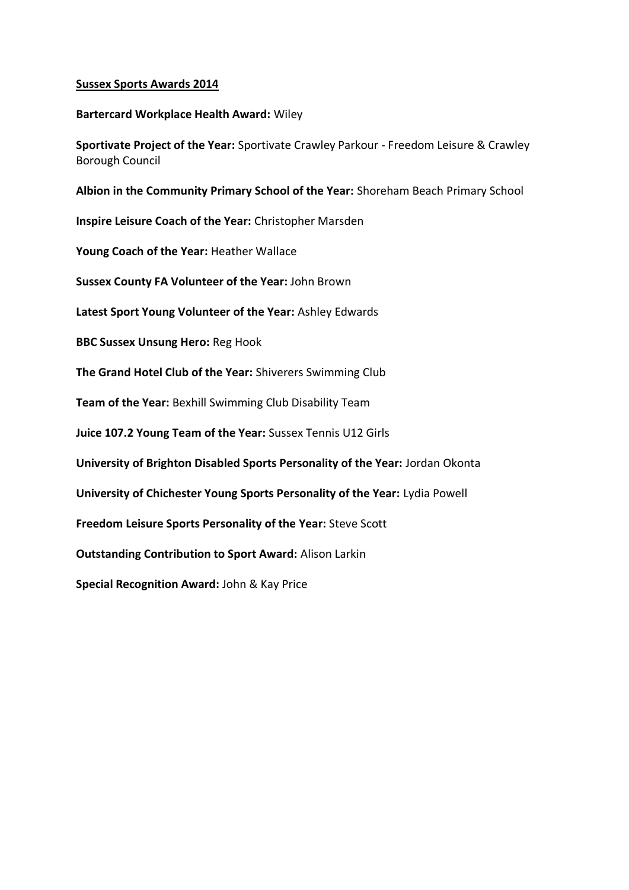**<u>Sussex Sports Awards 2014</u>**

**Bartercard Workplace Health Award:** Wiley

**Sportivate Project of the Year:** Sportivate Crawley Parkour - Freedom Leisure & Crawley Borough Council

**Albion in the Community Primary School of the Year:** Shoreham Beach Primary School

**Inspire Leisure Coach of the Year:** Christopher Marsden

**Young Coach of the Year:** Heather Wallace

**Sussex County FA Volunteer of the Year:** John Brown

**Latest Sport Young Volunteer of the Year:** Ashley Edwards

**BBC Sussex Unsung Hero:** Reg Hook

**The Grand Hotel Club of the Year:** Shiverers Swimming Club

**Team of the Year:** Bexhill Swimming Club Disability Team

**Juice 107.2 Young Team of the Year:** Sussex Tennis U12 Girls

**University of Brighton Disabled Sports Personality of the Year:** Jordan Okonta

**University of Chichester Young Sports Personality of the Year:** Lydia Powell

**Freedom Leisure Sports Personality of the Year:** Steve Scott

**Outstanding Contribution to Sport Award:** Alison Larkin

**Special Recognition Award:** John & Kay Price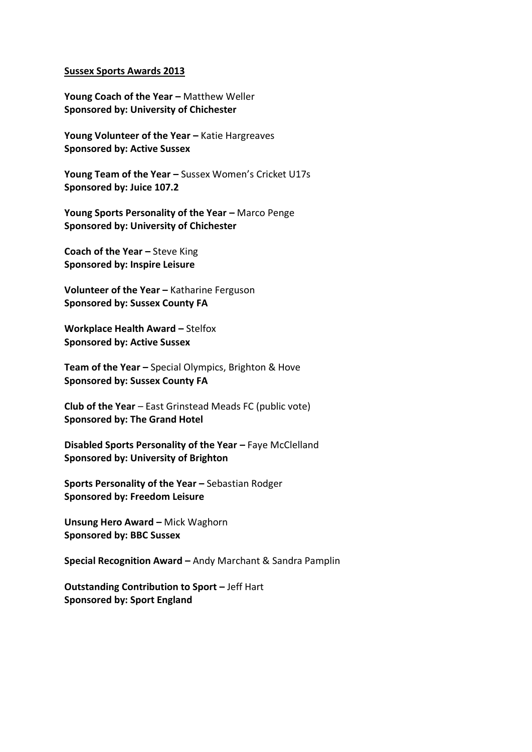**Sussex Sports Awards 2013**

**Young Coach of the Year –** Matthew Weller
**Sponsored by: University of Chichester**

**Young Volunteer of the Year –** Katie Hargreaves
**Sponsored by: Active Sussex**

**Young Team of the Year –** Sussex Women's Cricket U17s
**Sponsored by: Juice 107.2**

**Young Sports Personality of the Year –** Marco Penge
**Sponsored by: University of Chichester**

**Coach of the Year –** Steve King
**Sponsored by: Inspire Leisure**

**Volunteer of the Year –** Katharine Ferguson
**Sponsored by: Sussex County FA**

**Workplace Health Award –** Stelfox
**Sponsored by: Active Sussex**

**Team of the Year –** Special Olympics, Brighton & Hove
**Sponsored by: Sussex County FA**

**Club of the Year** – East Grinstead Meads FC (public vote)
**Sponsored by: The Grand Hotel**

**Disabled Sports Personality of the Year –** Faye McClelland
**Sponsored by: University of Brighton**

**Sports Personality of the Year –** Sebastian Rodger
**Sponsored by: Freedom Leisure**

**Unsung Hero Award –** Mick Waghorn
**Sponsored by: BBC Sussex**

**Special Recognition Award –** Andy Marchant & Sandra Pamplin

**Outstanding Contribution to Sport –** Jeff Hart
**Sponsored by: Sport England**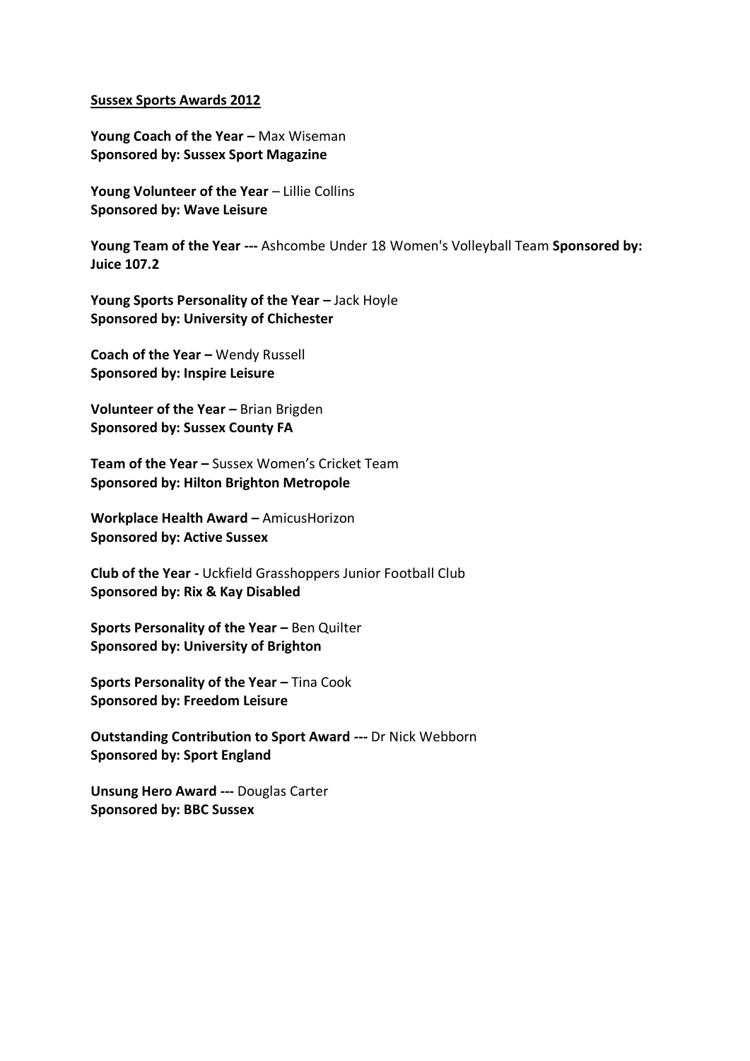**Sussex Sports Awards 2012**

**Young Coach of the Year –** Max Wiseman
**Sponsored by: Sussex Sport Magazine**

**Young Volunteer of the Year** – Lillie Collins
**Sponsored by: Wave Leisure**

**Young Team of the Year ---** Ashcombe Under 18 Women's Volleyball Team **Sponsored by: Juice 107.2**

**Young Sports Personality of the Year –** Jack Hoyle
**Sponsored by: University of Chichester**

**Coach of the Year –** Wendy Russell
**Sponsored by: Inspire Leisure**

**Volunteer of the Year –** Brian Brigden
**Sponsored by: Sussex County FA**

**Team of the Year –** Sussex Women's Cricket Team
**Sponsored by: Hilton Brighton Metropole**

**Workplace Health Award –** AmicusHorizon
**Sponsored by: Active Sussex**

**Club of the Year -** Uckfield Grasshoppers Junior Football Club
**Sponsored by: Rix & Kay Disabled**

**Sports Personality of the Year –** Ben Quilter
**Sponsored by: University of Brighton**

**Sports Personality of the Year –** Tina Cook
**Sponsored by: Freedom Leisure**

**Outstanding Contribution to Sport Award ---** Dr Nick Webborn
**Sponsored by: Sport England**

**Unsung Hero Award ---** Douglas Carter
**Sponsored by: BBC Sussex**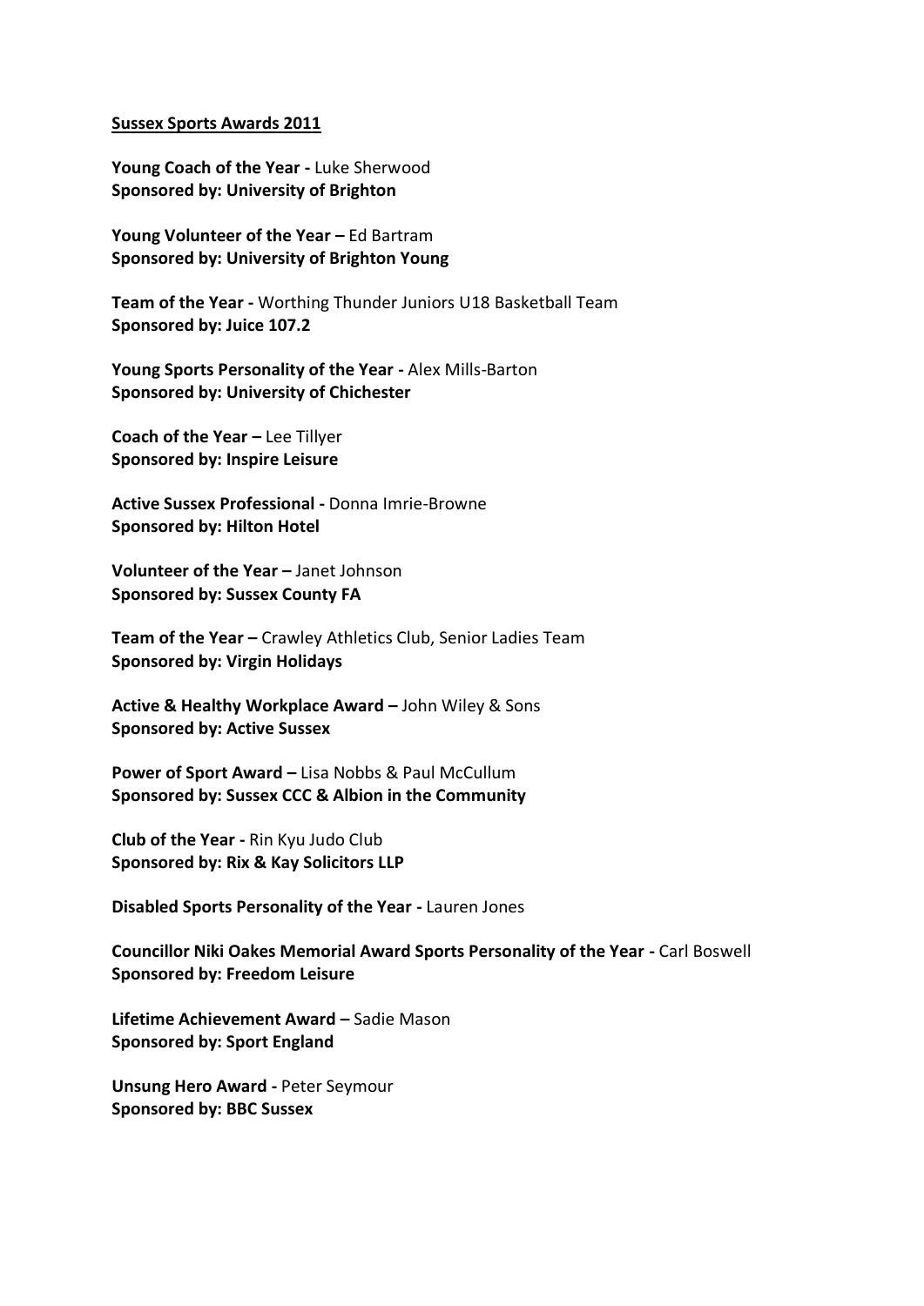**<u>Sussex Sports Awards 2011</u>**

**Young Coach of the Year -** Luke Sherwood
**Sponsored by: University of Brighton**

**Young Volunteer of the Year –** Ed Bartram
**Sponsored by: University of Brighton Young**

**Team of the Year -** Worthing Thunder Juniors U18 Basketball Team
**Sponsored by: Juice 107.2**

**Young Sports Personality of the Year -** Alex Mills-Barton
**Sponsored by: University of Chichester**

**Coach of the Year –** Lee Tillyer
**Sponsored by: Inspire Leisure**

**Active Sussex Professional -** Donna Imrie-Browne
**Sponsored by: Hilton Hotel**

**Volunteer of the Year –** Janet Johnson
**Sponsored by: Sussex County FA**

**Team of the Year –** Crawley Athletics Club, Senior Ladies Team
**Sponsored by: Virgin Holidays**

**Active & Healthy Workplace Award –** John Wiley & Sons
**Sponsored by: Active Sussex**

**Power of Sport Award –** Lisa Nobbs & Paul McCullum
**Sponsored by: Sussex CCC & Albion in the Community**

**Club of the Year -** Rin Kyu Judo Club
**Sponsored by: Rix & Kay Solicitors LLP**

**Disabled Sports Personality of the Year -** Lauren Jones

**Councillor Niki Oakes Memorial Award Sports Personality of the Year -** Carl Boswell
**Sponsored by: Freedom Leisure**

**Lifetime Achievement Award –** Sadie Mason
**Sponsored by: Sport England**

**Unsung Hero Award -** Peter Seymour
**Sponsored by: BBC Sussex**